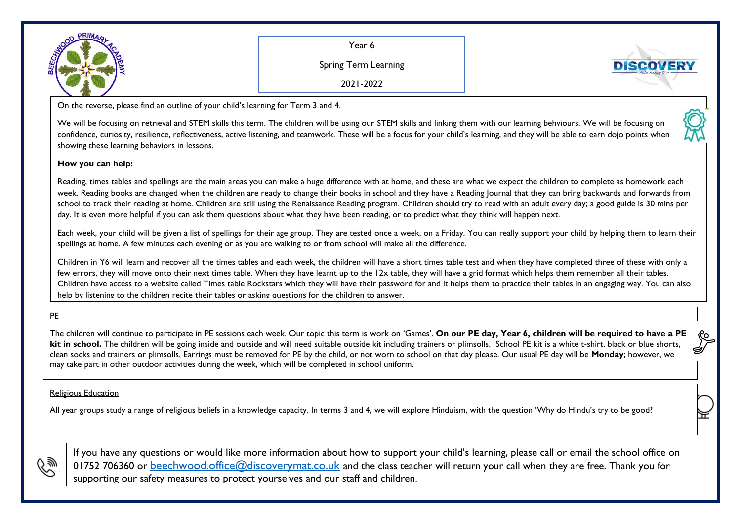Year 6

Spring Term Learning

2021-2022

On the reverse, please find an outline of your child's learning for Term 3 and 4.

We will be focusing on retrieval and STEM skills this term. The children will be using our STEM skills and linking them with our learning behviours. We will be focusing on confidence, curiosity, resilience, reflectiveness, active listening, and teamwork. These will be a focus for your child's learning, and they will be able to earn dojo points when showing these learning behaviors in lessons.

**How you can help:**

Reading, times tables and spellings are the main areas you can make a huge difference with at home, and these are what we expect the children to complete as homework each week. Reading books are changed when the children are ready to change their books in school and they have a Reading Journal that they can bring backwards and forwards from school to track their reading at home. Children are still using the Renaissance Reading program. Children should try to read with an adult every day; a good guide is 30 mins per day. It is even more helpful if you can ask them questions about what they have been reading, or to predict what they think will happen next.

Each week, your child will be given a list of spellings for their age group. They are tested once a week, on a Friday. You can really support your child by helping them to learn their spellings at home. A few minutes each evening or as you are walking to or from school will make all the difference.

Children in Y6 will learn and recover all the times tables and each week, the children will have a short times table test and when they have completed three of these with only a few errors, they will move onto their next times table. When they have learnt up to the 12x table, they will have a grid format which helps them remember all their tables. Children have access to a website called Times table Rockstars which they will have their password for and it helps them to practice their tables in an engaging way. You can also help by listening to the children recite their tables or asking questions for the children to answer.

PE

The children will continue to participate in PE sessions each week. Our topic this term is work on 'Games'. **On our PE day, Year 6, children will be required to have a PE kit in school.** The children will be going inside and outside and will need suitable outside kit including trainers or plimsolls. School PE kit is a white t-shirt, black or blue shorts, clean socks and trainers or plimsolls. Earrings must be removed for PE by the child, or not worn to school on that day please. Our usual PE day will be **Monday**; however, we may take part in other outdoor activities during the week, which will be completed in school uniform.

Religious Education

All year groups study a range of religious beliefs in a knowledge capacity. In terms 3 and 4, we will explore Hinduism, with the question 'Why do Hindu's try to be good?

If you have any questions or would like more information about how to support your child's learning, please call or email the school office on 01752 706360 or beechwood.office@discoverymat.co.uk and the class teacher will return your call when they are free. Thank you for supporting our safety measures to protect yourselves and our staff and children.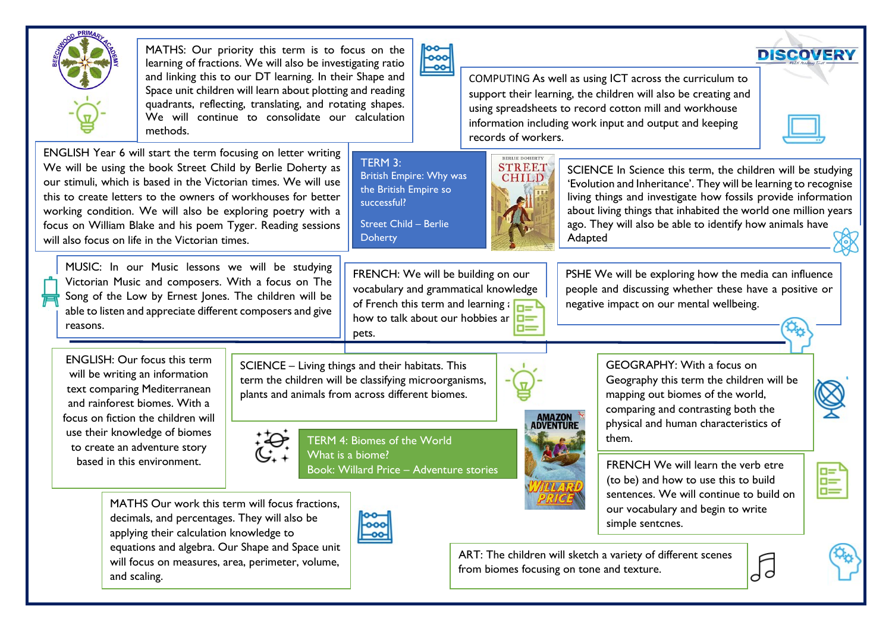MATHS: Our priority this term is to focus on the learning of fractions. We will also be investigating ratio and linking this to our DT learning. In their Shape and Space unit children will learn about plotting and reading quadrants, reflecting, translating, and rotating shapes. We will continue to consolidate our calculation methods.

COMPUTING As well as using ICT across the curriculum to support their learning, the children will also be creating and using spreadsheets to record cotton mill and workhouse information including work input and output and keeping records of workers.

ENGLISH Year 6 will start the term focusing on letter writing We will be using the book Street Child by Berlie Doherty as our stimuli, which is based in the Victorian times. We will use this to create letters to the owners of workhouses for better working condition. We will also be exploring poetry with a focus on William Blake and his poem Tyger. Reading sessions will also focus on life in the Victorian times.

## TERM 3:

British Empire: Why was the British Empire so successful?

Street Child – Berlie Doherty

SCIENCE In Science this term, the children will be studying 'Evolution and Inheritance'. They will be learning to recognise living things and investigate how fossils provide information about living things that inhabited the world one million years ago. They will also be able to identify how animals have Adapted

MUSIC: In our Music lessons we will be studying Victorian Music and composers. With a focus on The Song of the Low by Ernest Jones. The children will be able to listen and appreciate different composers and give reasons.

FRENCH: We will be building on our vocabulary and grammatical knowledge of French this term and learning a how to talk about our hobbies ar pets.

PSHE We will be exploring how the media can influence people and discussing whether these have a positive or negative impact on our mental wellbeing.

ENGLISH: Our focus this term will be writing an information text comparing Mediterranean and rainforest biomes. With a focus on fiction the children will use their knowledge of biomes to create an adventure story based in this environment.

SCIENCE – Living things and their habitats. This term the children will be classifying microorganisms, plants and animals from across different biomes.

## TERM 4: Biomes of the World

What is a biome?

Book: Willard Price – Adventure stories

GEOGRAPHY: With a focus on Geography this term the children will be mapping out biomes of the world, comparing and contrasting both the physical and human characteristics of them.

FRENCH We will learn the verb etre (to be) and how to use this to build sentences. We will continue to build on our vocabulary and begin to write simple sentcnes.

MATHS Our work this term will focus fractions, decimals, and percentages. They will also be applying their calculation knowledge to equations and algebra. Our Shape and Space unit will focus on measures, area, perimeter, volume, and scaling.

ART: The children will sketch a variety of different scenes from biomes focusing on tone and texture.